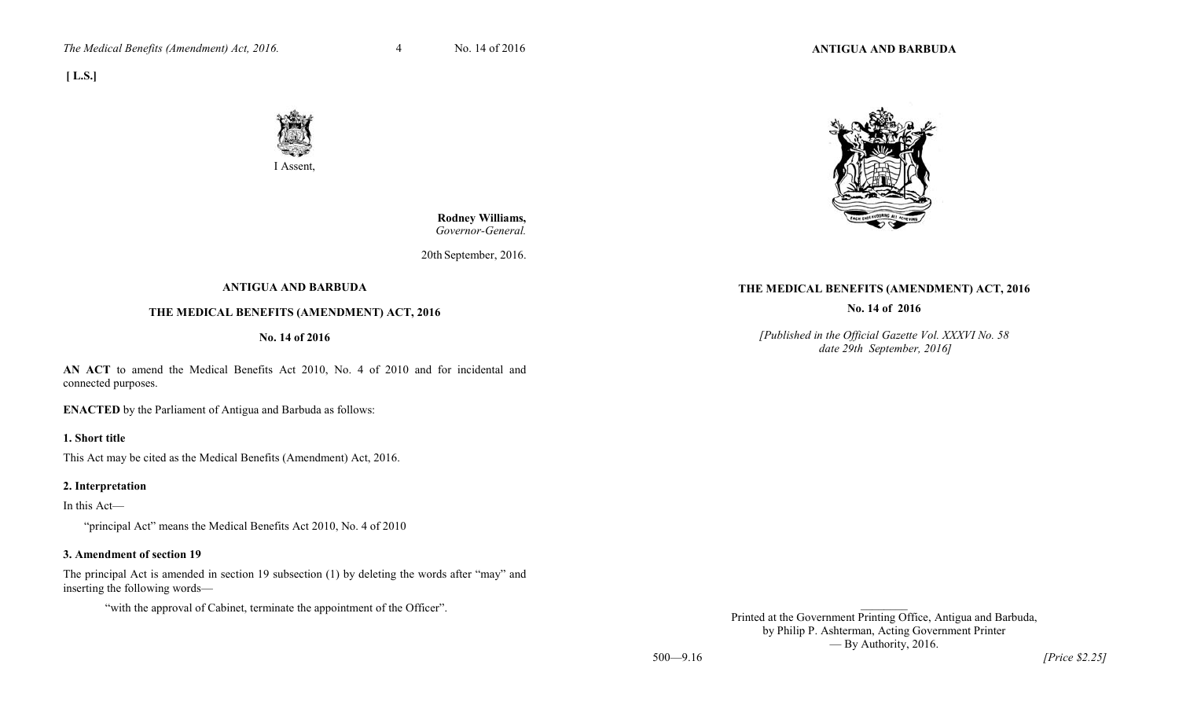**[ L.S.]**

I Assent,

**Rodney Williams,**
*Governor-General.*

20th September, 2016.

**ANTIGUA AND BARBUDA**

**THE MEDICAL BENEFITS (AMENDMENT) ACT, 2016**

**No. 14 of 2016**

**AN ACT** to amend the Medical Benefits Act 2010, No. 4 of 2010 and for incidental and connected purposes.

**ENACTED** by the Parliament of Antigua and Barbuda as follows:

**1. Short title**

This Act may be cited as the Medical Benefits (Amendment) Act, 2016.

**2. Interpretation**

In this Act—

"principal Act" means the Medical Benefits Act 2010, No. 4 of 2010

**3. Amendment of section 19**

The principal Act is amended in section 19 subsection (1) by deleting the words after "may" and inserting the following words—

"with the approval of Cabinet, terminate the appointment of the Officer".

**ANTIGUA AND BARBUDA**

**THE MEDICAL BENEFITS (AMENDMENT) ACT, 2016**

**No. 14 of 2016**

*[Published in the Official Gazette Vol. XXXVI No. 58 date 29th September, 2016]*

Printed at the Government Printing Office, Antigua and Barbuda, by Philip P. Ashterman, Acting Government Printer — By Authority, 2016.

500—9.16

*[Price $2.25]*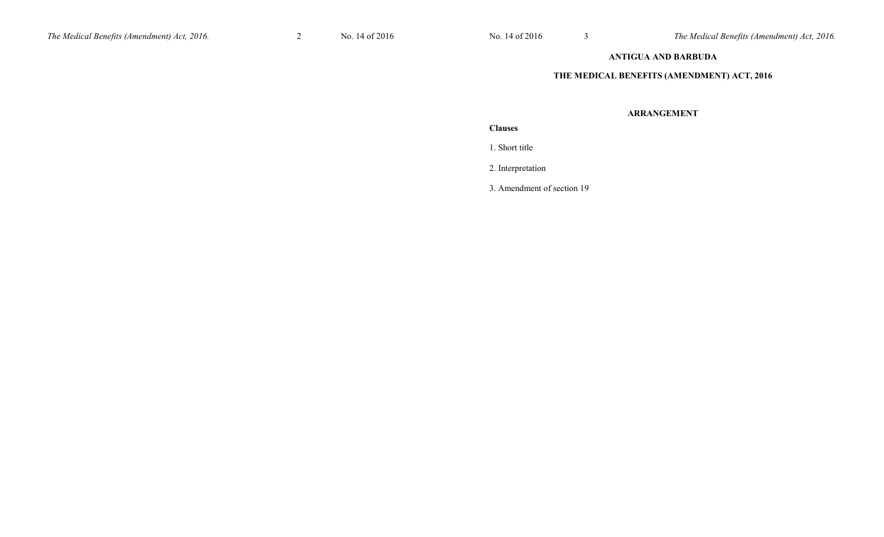# ANTIGUA AND BARBUDA

## THE MEDICAL BENEFITS (AMENDMENT) ACT, 2016

### ARRANGEMENT

**Clauses**

1. Short title

2. Interpretation

3. Amendment of section 19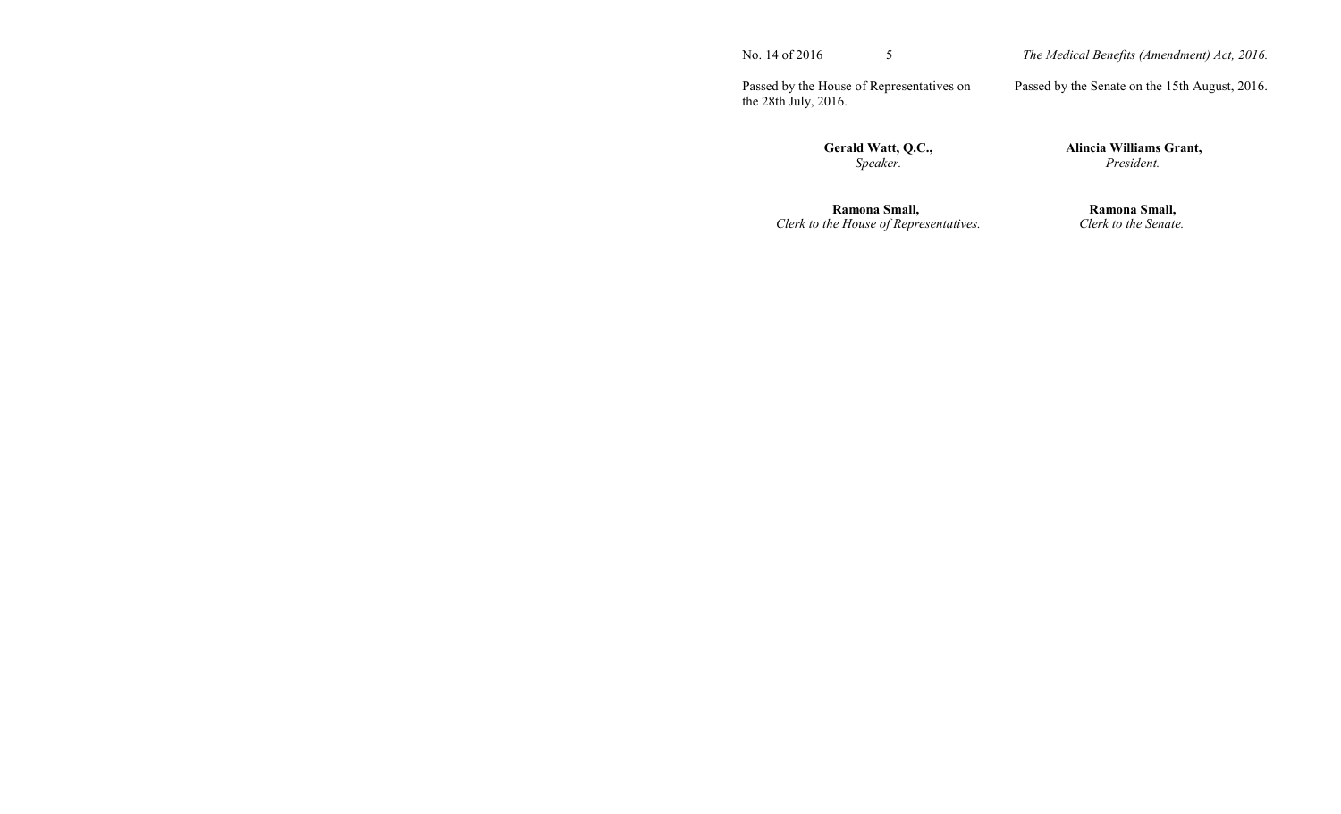Passed by the House of Representatives on the 28th July, 2016.

**Gerald Watt, Q.C.,**
*Speaker.*

**Ramona Small,**
*Clerk to the House of Representatives.*

Passed by the Senate on the 15th August, 2016.

**Alincia Williams Grant,**
*President.*

**Ramona Small,**
*Clerk to the Senate.*